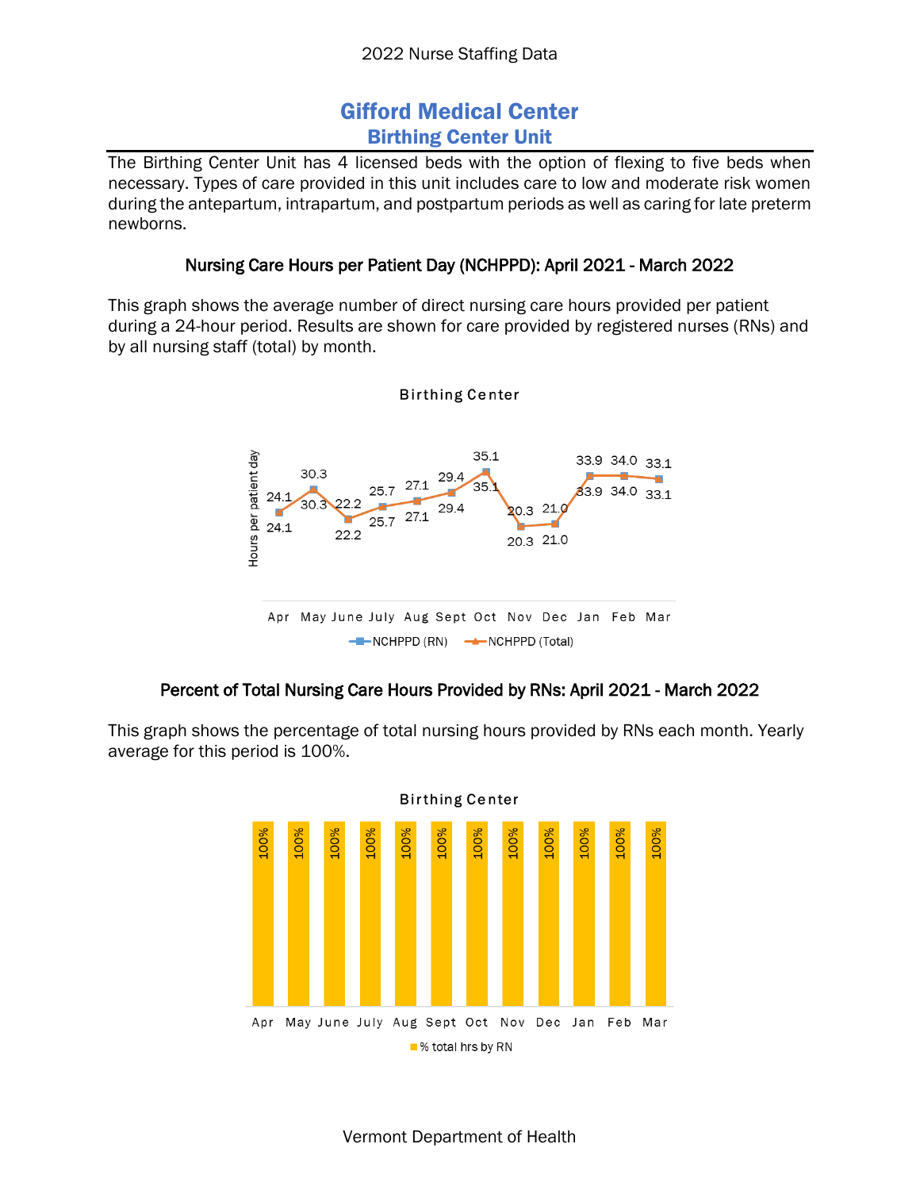2022 Nurse Staffing Data

# Gifford Medical Center

## Birthing Center Unit

The Birthing Center Unit has 4 licensed beds with the option of flexing to five beds when necessary. Types of care provided in this unit includes care to low and moderate risk women during the antepartum, intrapartum, and postpartum periods as well as caring for late preterm newborns.

### Nursing Care Hours per Patient Day (NCHPPD): April 2021 - March 2022

This graph shows the average number of direct nursing care hours provided per patient during a 24-hour period. Results are shown for care provided by registered nurses (RNs) and by all nursing staff (total) by month.

**Birthing Center**

| Month | NCHPPD (RN) | NCHPPD (Total) |
|---|---|---|
| Apr | 24.1 | 24.1 |
| May | 30.3 | 30.3 |
| June | 22.2 | 22.2 |
| July | 25.7 | 25.7 |
| Aug | 27.1 | 27.1 |
| Sept | 29.4 | 29.4 |
| Oct | 35.1 | 35.1 |
| Nov | 20.3 | 20.3 |
| Dec | 21.0 | 21.0 |
| Jan | 33.9 | 33.9 |
| Feb | 34.0 | 34.0 |
| Mar | 33.1 | 33.1 |

### Percent of Total Nursing Care Hours Provided by RNs: April 2021 - March 2022

This graph shows the percentage of total nursing hours provided by RNs each month. Yearly average for this period is 100%.

**Birthing Center**

| Month | % total hrs by RN |
|---|---|
| Apr | 100% |
| May | 100% |
| June | 100% |
| July | 100% |
| Aug | 100% |
| Sept | 100% |
| Oct | 100% |
| Nov | 100% |
| Dec | 100% |
| Jan | 100% |
| Feb | 100% |
| Mar | 100% |

Vermont Department of Health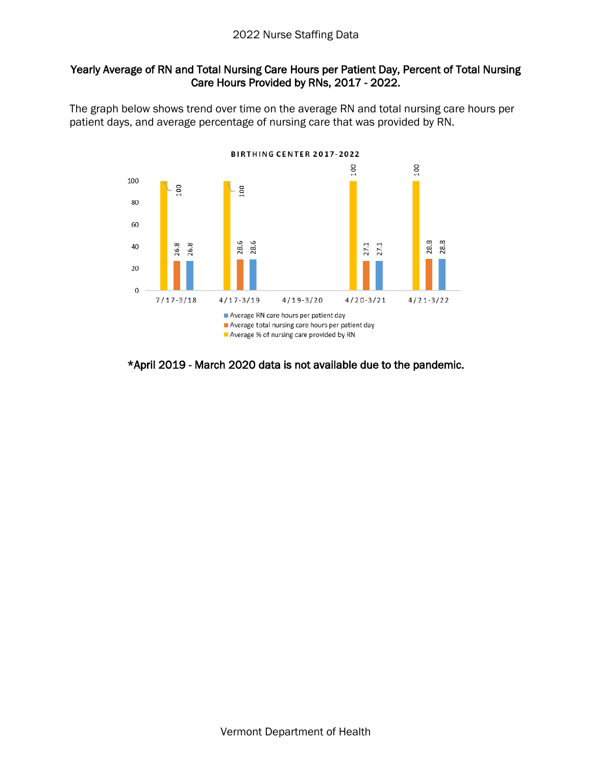2022 Nurse Staffing Data

**Yearly Average of RN and Total Nursing Care Hours per Patient Day, Percent of Total Nursing Care Hours Provided by RNs, 2017 - 2022.**

The graph below shows trend over time on the average RN and total nursing care hours per patient days, and average percentage of nursing care that was provided by RN.

**BIRTHING CENTER 2017-2022**

| Period | Average % of nursing care provided by RN | Average total nursing care hours per patient day | Average RN care hours per patient day |
|---|---|---|---|
| 7/17-3/18 | 100 | 26.8 | 26.8 |
| 4/17-3/19 | 100 | 28.6 | 28.6 |
| 4/19-3/20 | | | |
| 4/20-3/21 | 100 | 27.1 | 27.1 |
| 4/21-3/22 | 100 | 28.8 | 28.8 |

**\*April 2019 - March 2020 data is not available due to the pandemic.**

Vermont Department of Health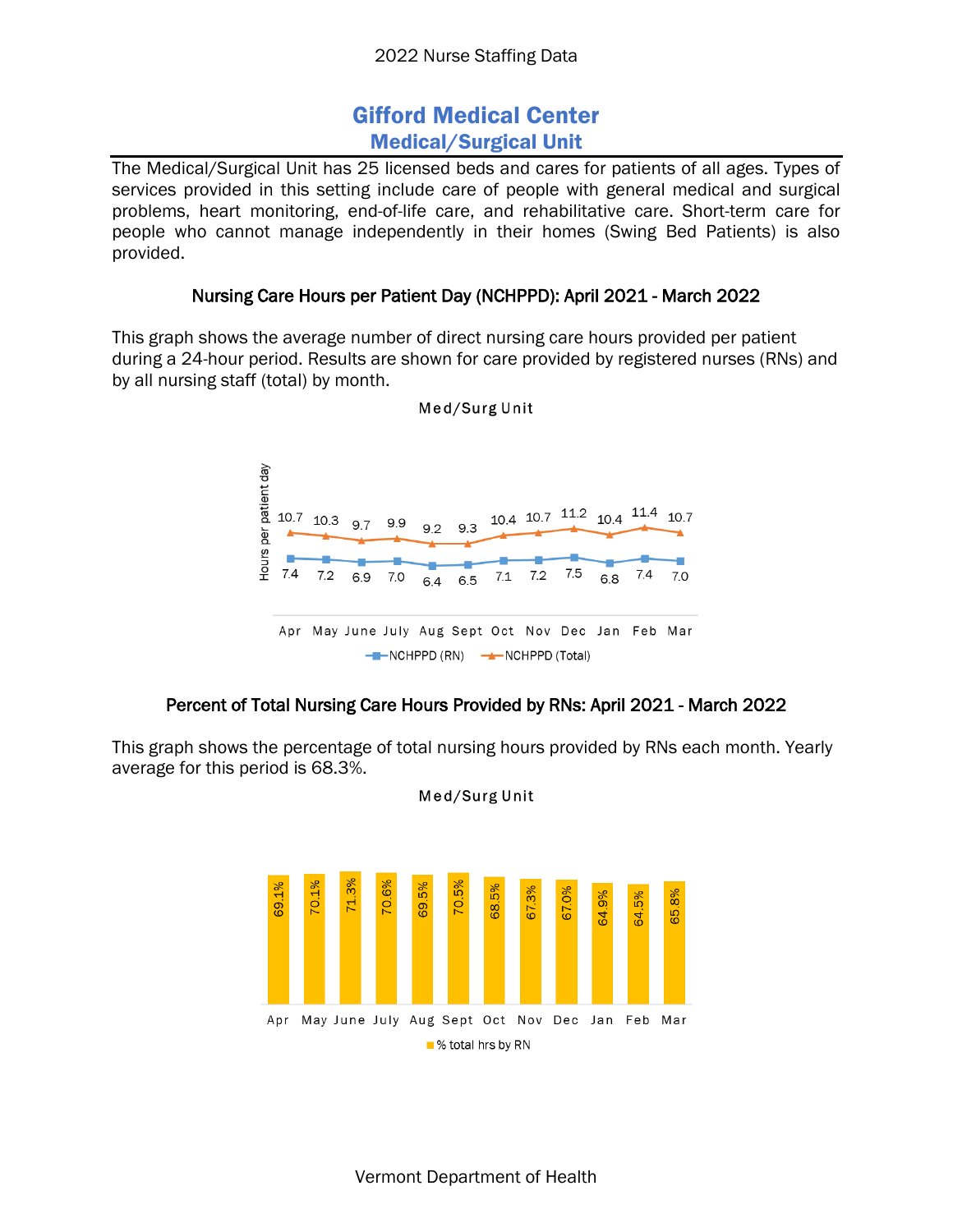2022 Nurse Staffing Data

# Gifford Medical Center
## Medical/Surgical Unit

The Medical/Surgical Unit has 25 licensed beds and cares for patients of all ages. Types of services provided in this setting include care of people with general medical and surgical problems, heart monitoring, end-of-life care, and rehabilitative care. Short-term care for people who cannot manage independently in their homes (Swing Bed Patients) is also provided.

### Nursing Care Hours per Patient Day (NCHPPD): April 2021 - March 2022

This graph shows the average number of direct nursing care hours provided per patient during a 24-hour period. Results are shown for care provided by registered nurses (RNs) and by all nursing staff (total) by month.

Med/Surg Unit

| | Apr | May | June | July | Aug | Sept | Oct | Nov | Dec | Jan | Feb | Mar |
|---|---|---|---|---|---|---|---|---|---|---|---|---|
| NCHPPD (RN) | 7.4 | 7.2 | 6.9 | 7.0 | 6.4 | 6.5 | 7.1 | 7.2 | 7.5 | 6.8 | 7.4 | 7.0 |
| NCHPPD (Total) | 10.7 | 10.3 | 9.7 | 9.9 | 9.2 | 9.3 | 10.4 | 10.7 | 11.2 | 10.4 | 11.4 | 10.7 |

### Percent of Total Nursing Care Hours Provided by RNs: April 2021 - March 2022

This graph shows the percentage of total nursing hours provided by RNs each month. Yearly average for this period is 68.3%.

Med/Surg Unit

| | Apr | May | June | July | Aug | Sept | Oct | Nov | Dec | Jan | Feb | Mar |
|---|---|---|---|---|---|---|---|---|---|---|---|---|
| % total hrs by RN | 69.1% | 70.1% | 71.3% | 70.6% | 69.5% | 70.5% | 68.5% | 67.3% | 67.0% | 64.9% | 64.5% | 65.8% |

Vermont Department of Health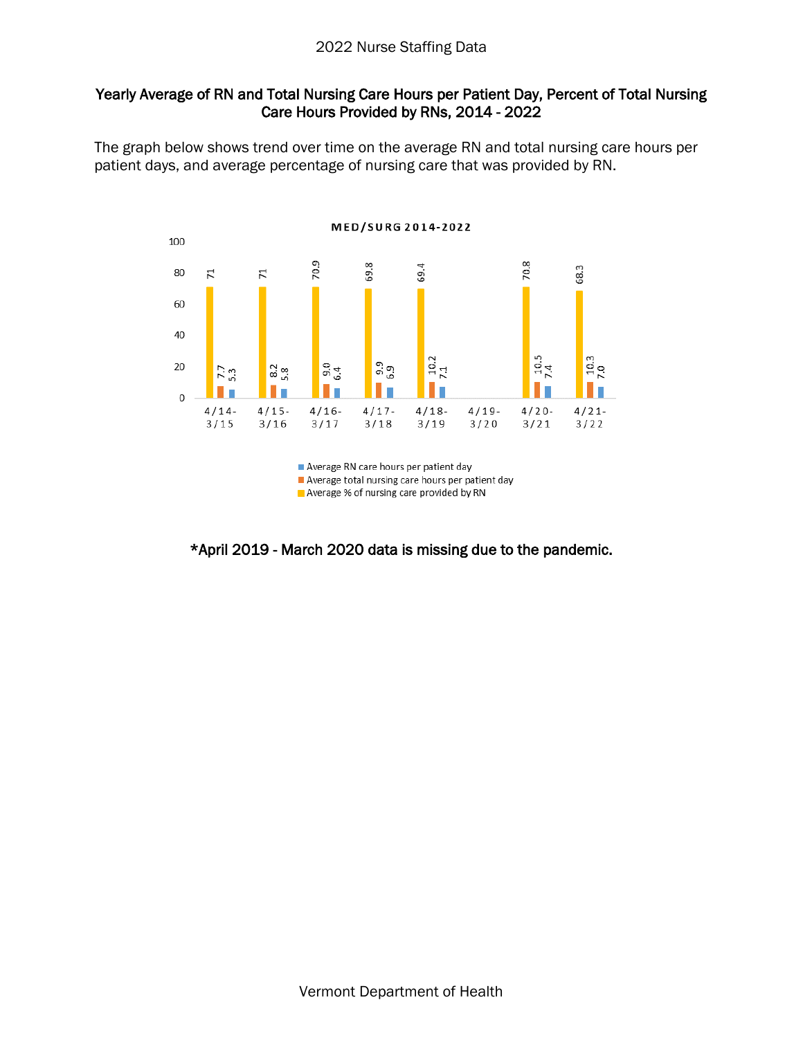## Yearly Average of RN and Total Nursing Care Hours per Patient Day, Percent of Total Nursing Care Hours Provided by RNs, 2014 - 2022

The graph below shows trend over time on the average RN and total nursing care hours per patient days, and average percentage of nursing care that was provided by RN.

MED/SURG 2014-2022

100
80
60
40
20
0

71 7.7 5.3
71 8.2 5.8
70.9 9.0 6.4
69.8 9.9 6.9
69.4 10.2 7.1
70.8 10.5 7.4
68.3 10.3 7.0

4/14-3/15
4/15-3/16
4/16-3/17
4/17-3/18
4/18-3/19
4/19-3/20
4/20-3/21
4/21-3/22

Average RN care hours per patient day
Average total nursing care hours per patient day
Average % of nursing care provided by RN

**\*April 2019 - March 2020 data is missing due to the pandemic.**